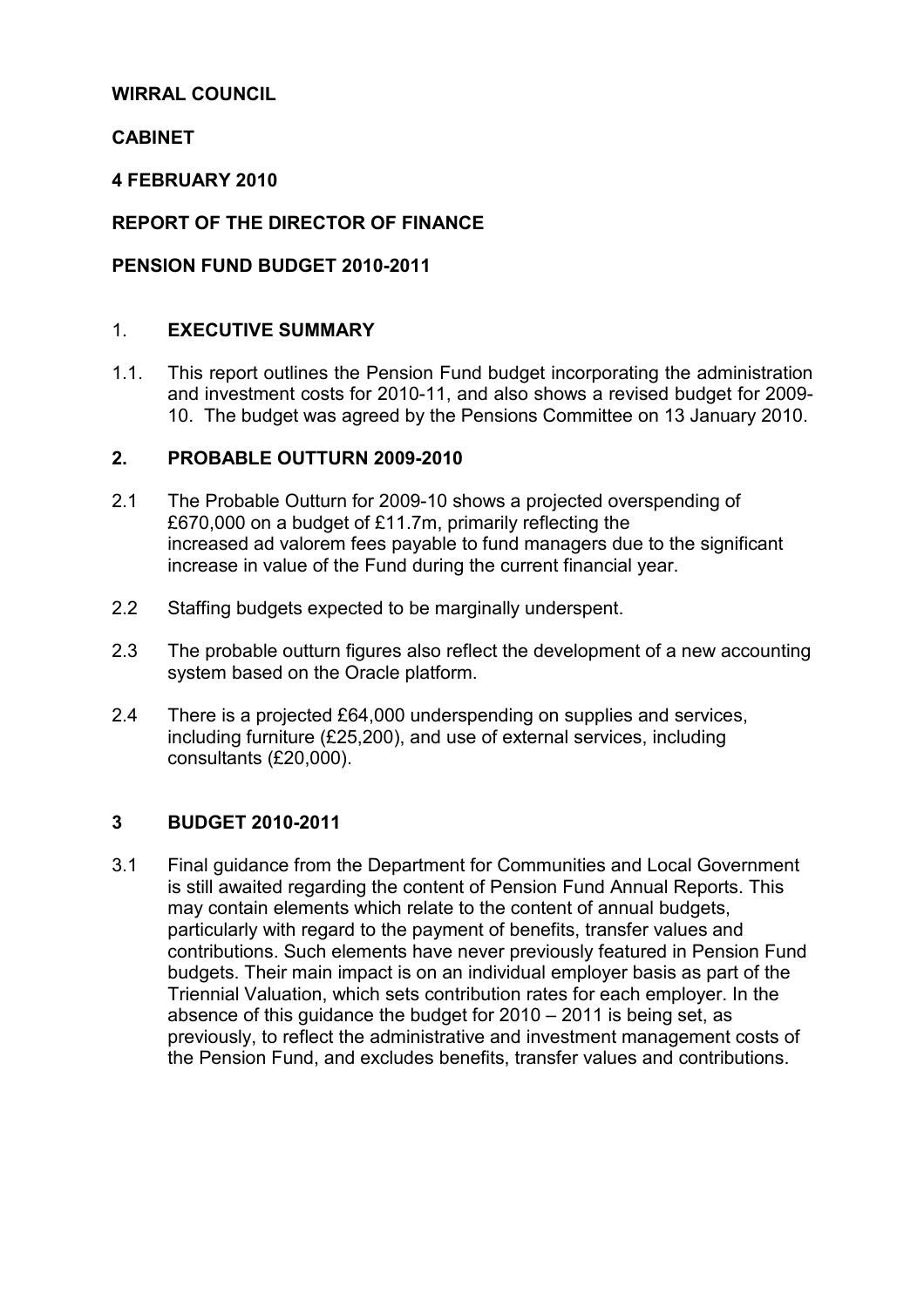**WIRRAL COUNCIL**

**CABINET**

**4 FEBRUARY 2010**

**REPORT OF THE DIRECTOR OF FINANCE**

**PENSION FUND BUDGET 2010-2011**

## 1. EXECUTIVE SUMMARY

1.1. This report outlines the Pension Fund budget incorporating the administration and investment costs for 2010-11, and also shows a revised budget for 2009-10. The budget was agreed by the Pensions Committee on 13 January 2010.

## 2. PROBABLE OUTTURN 2009-2010

2.1 The Probable Outturn for 2009-10 shows a projected overspending of £670,000 on a budget of £11.7m, primarily reflecting the increased ad valorem fees payable to fund managers due to the significant increase in value of the Fund during the current financial year.

2.2 Staffing budgets expected to be marginally underspent.

2.3 The probable outturn figures also reflect the development of a new accounting system based on the Oracle platform.

2.4 There is a projected £64,000 underspending on supplies and services, including furniture (£25,200), and use of external services, including consultants (£20,000).

## 3 BUDGET 2010-2011

3.1 Final guidance from the Department for Communities and Local Government is still awaited regarding the content of Pension Fund Annual Reports. This may contain elements which relate to the content of annual budgets, particularly with regard to the payment of benefits, transfer values and contributions. Such elements have never previously featured in Pension Fund budgets. Their main impact is on an individual employer basis as part of the Triennial Valuation, which sets contribution rates for each employer. In the absence of this guidance the budget for 2010 – 2011 is being set, as previously, to reflect the administrative and investment management costs of the Pension Fund, and excludes benefits, transfer values and contributions.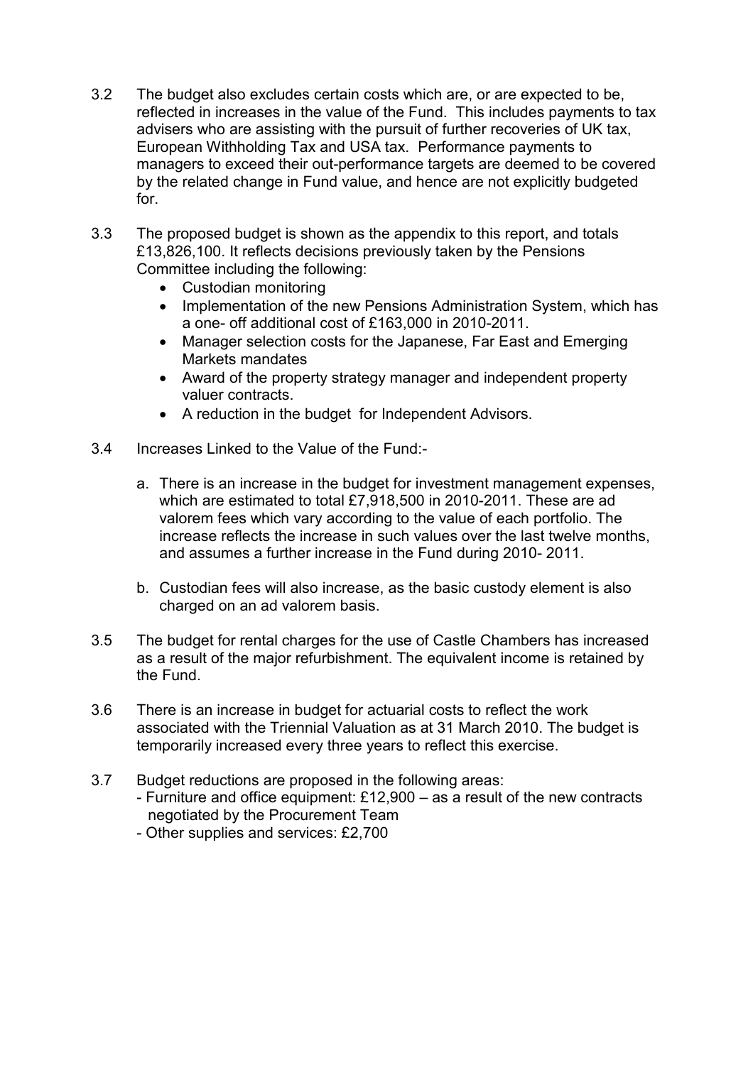3.2 The budget also excludes certain costs which are, or are expected to be, reflected in increases in the value of the Fund. This includes payments to tax advisers who are assisting with the pursuit of further recoveries of UK tax, European Withholding Tax and USA tax. Performance payments to managers to exceed their out-performance targets are deemed to be covered by the related change in Fund value, and hence are not explicitly budgeted for.

3.3 The proposed budget is shown as the appendix to this report, and totals £13,826,100. It reflects decisions previously taken by the Pensions Committee including the following:

- Custodian monitoring
- Implementation of the new Pensions Administration System, which has a one- off additional cost of £163,000 in 2010-2011.
- Manager selection costs for the Japanese, Far East and Emerging Markets mandates
- Award of the property strategy manager and independent property valuer contracts.
- A reduction in the budget for Independent Advisors.

3.4 Increases Linked to the Value of the Fund:-

a. There is an increase in the budget for investment management expenses, which are estimated to total £7,918,500 in 2010-2011. These are ad valorem fees which vary according to the value of each portfolio. The increase reflects the increase in such values over the last twelve months, and assumes a further increase in the Fund during 2010- 2011.

b. Custodian fees will also increase, as the basic custody element is also charged on an ad valorem basis.

3.5 The budget for rental charges for the use of Castle Chambers has increased as a result of the major refurbishment. The equivalent income is retained by the Fund.

3.6 There is an increase in budget for actuarial costs to reflect the work associated with the Triennial Valuation as at 31 March 2010. The budget is temporarily increased every three years to reflect this exercise.

3.7 Budget reductions are proposed in the following areas:
- Furniture and office equipment: £12,900 – as a result of the new contracts negotiated by the Procurement Team
- Other supplies and services: £2,700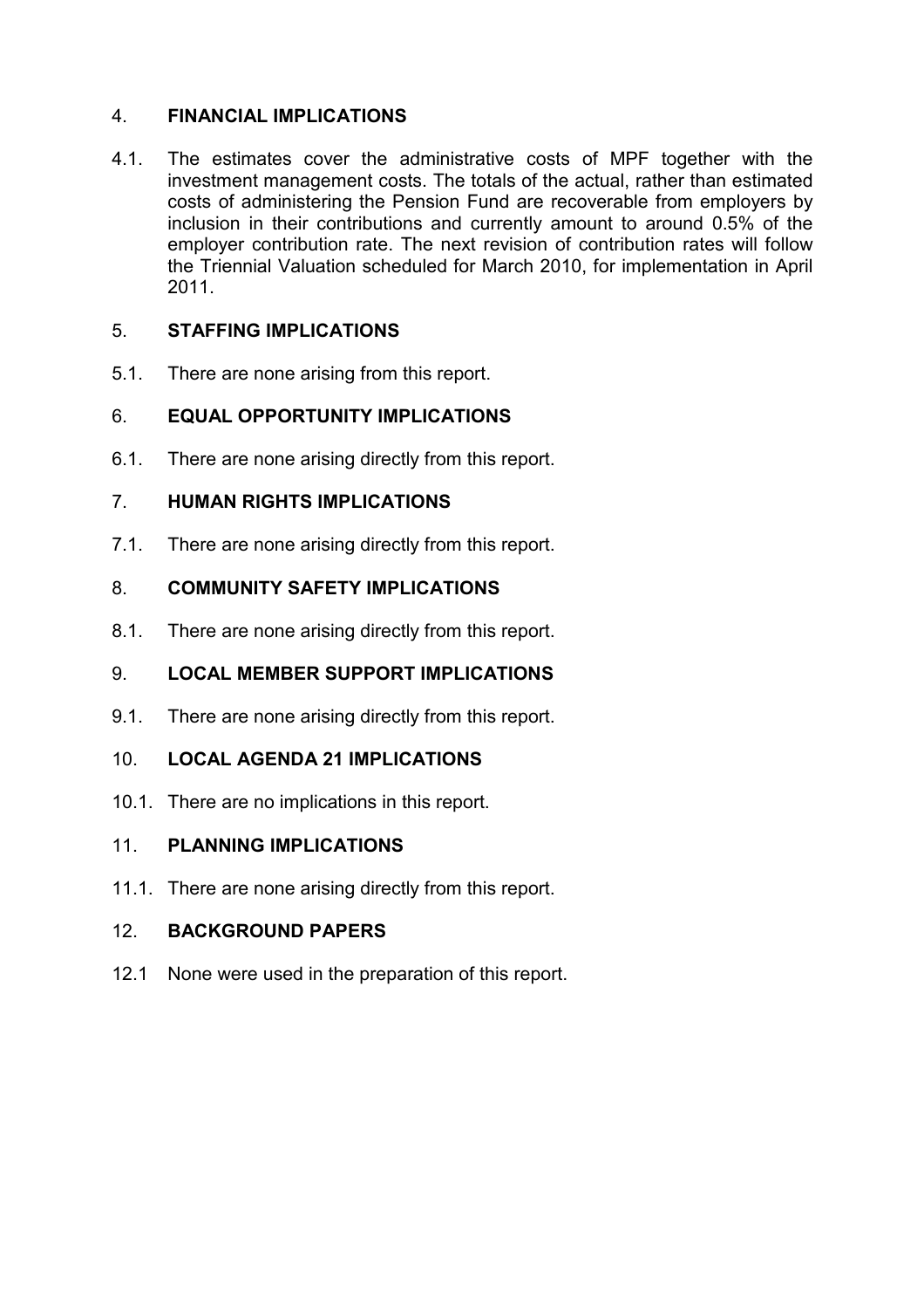## 4. FINANCIAL IMPLICATIONS

4.1. The estimates cover the administrative costs of MPF together with the investment management costs. The totals of the actual, rather than estimated costs of administering the Pension Fund are recoverable from employers by inclusion in their contributions and currently amount to around 0.5% of the employer contribution rate. The next revision of contribution rates will follow the Triennial Valuation scheduled for March 2010, for implementation in April 2011.

## 5. STAFFING IMPLICATIONS

5.1. There are none arising from this report.

## 6. EQUAL OPPORTUNITY IMPLICATIONS

6.1. There are none arising directly from this report.

## 7. HUMAN RIGHTS IMPLICATIONS

7.1. There are none arising directly from this report.

## 8. COMMUNITY SAFETY IMPLICATIONS

8.1. There are none arising directly from this report.

## 9. LOCAL MEMBER SUPPORT IMPLICATIONS

9.1. There are none arising directly from this report.

## 10. LOCAL AGENDA 21 IMPLICATIONS

10.1. There are no implications in this report.

## 11. PLANNING IMPLICATIONS

11.1. There are none arising directly from this report.

## 12. BACKGROUND PAPERS

12.1 None were used in the preparation of this report.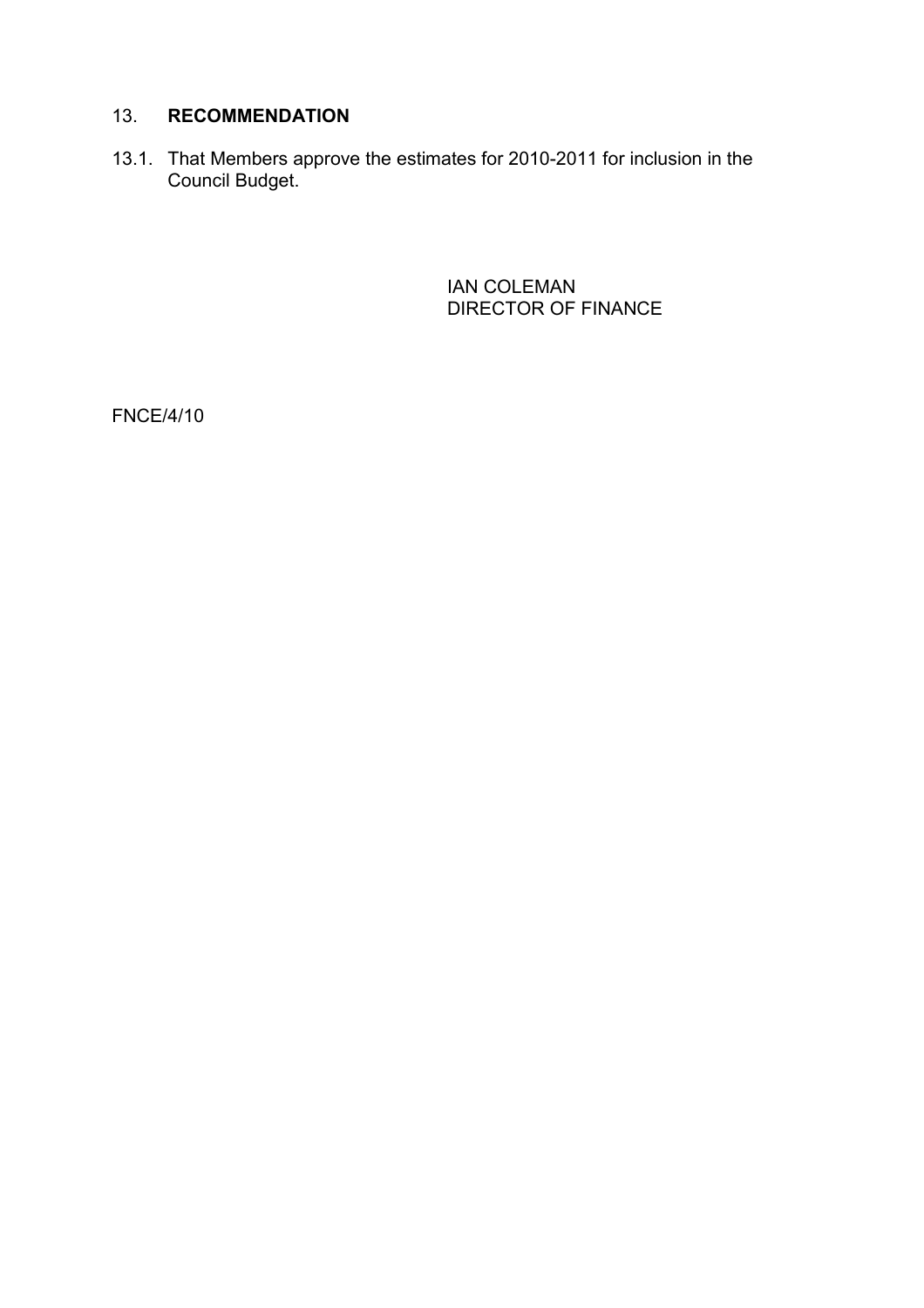## 13. **RECOMMENDATION**

13.1. That Members approve the estimates for 2010-2011 for inclusion in the Council Budget.

IAN COLEMAN
DIRECTOR OF FINANCE

FNCE/4/10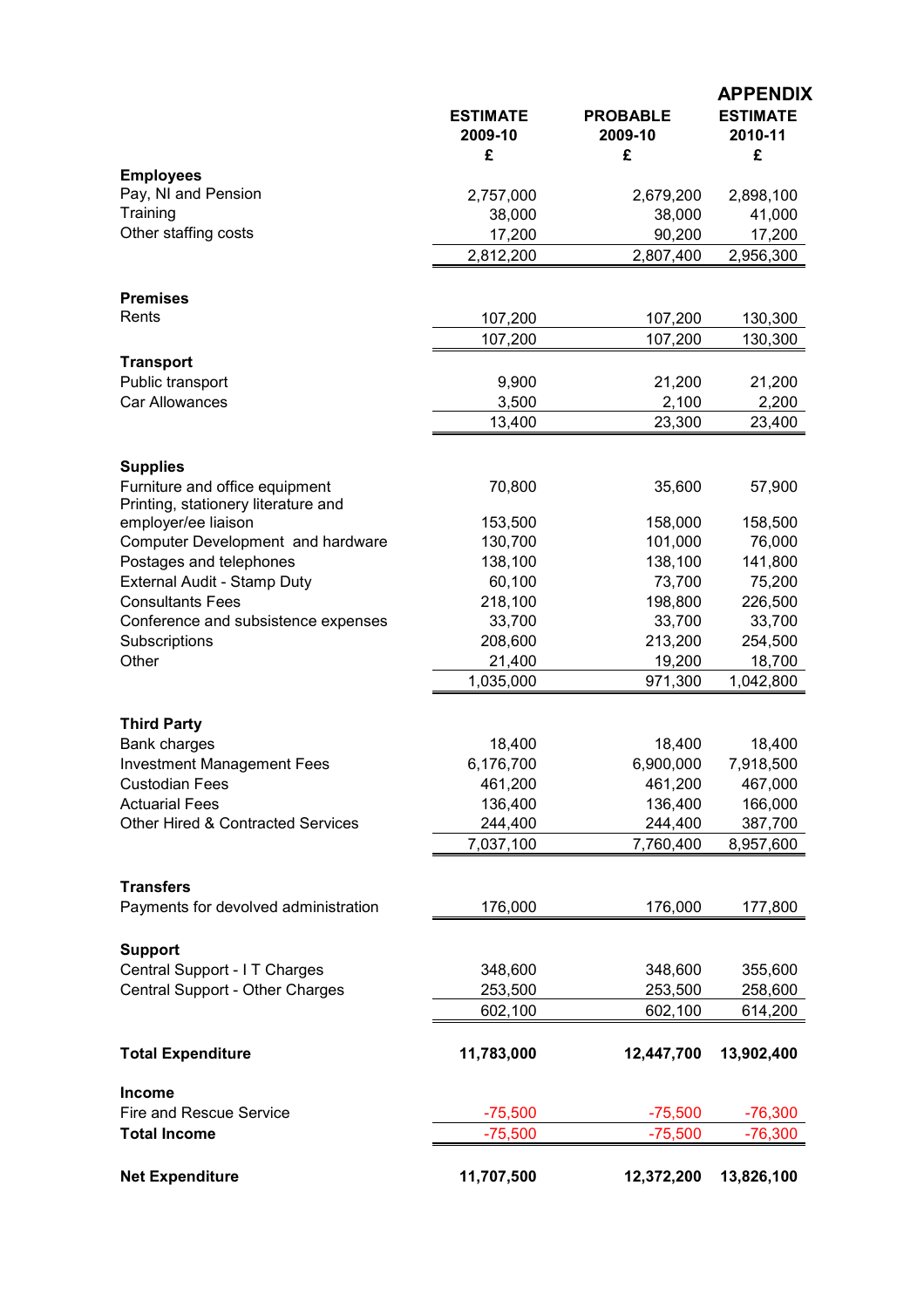# APPENDIX

| | ESTIMATE 2009-10 £ | PROBABLE 2009-10 £ | ESTIMATE 2010-11 £ |
|---|---|---|---|
| **Employees** | | | |
| Pay, NI and Pension | 2,757,000 | 2,679,200 | 2,898,100 |
| Training | 38,000 | 38,000 | 41,000 |
| Other staffing costs | 17,200 | 90,200 | 17,200 |
| | 2,812,200 | 2,807,400 | 2,956,300 |
| **Premises** | | | |
| Rents | 107,200 | 107,200 | 130,300 |
| | 107,200 | 107,200 | 130,300 |
| **Transport** | | | |
| Public transport | 9,900 | 21,200 | 21,200 |
| Car Allowances | 3,500 | 2,100 | 2,200 |
| | 13,400 | 23,300 | 23,400 |
| **Supplies** | | | |
| Furniture and office equipment | 70,800 | 35,600 | 57,900 |
| Printing, stationery literature and employer/ee liaison | 153,500 | 158,000 | 158,500 |
| Computer Development and hardware | 130,700 | 101,000 | 76,000 |
| Postages and telephones | 138,100 | 138,100 | 141,800 |
| External Audit - Stamp Duty | 60,100 | 73,700 | 75,200 |
| Consultants Fees | 218,100 | 198,800 | 226,500 |
| Conference and subsistence expenses | 33,700 | 33,700 | 33,700 |
| Subscriptions | 208,600 | 213,200 | 254,500 |
| Other | 21,400 | 19,200 | 18,700 |
| | 1,035,000 | 971,300 | 1,042,800 |
| **Third Party** | | | |
| Bank charges | 18,400 | 18,400 | 18,400 |
| Investment Management Fees | 6,176,700 | 6,900,000 | 7,918,500 |
| Custodian Fees | 461,200 | 461,200 | 467,000 |
| Actuarial Fees | 136,400 | 136,400 | 166,000 |
| Other Hired & Contracted Services | 244,400 | 244,400 | 387,700 |
| | 7,037,100 | 7,760,400 | 8,957,600 |
| **Transfers** | | | |
| Payments for devolved administration | 176,000 | 176,000 | 177,800 |
| **Support** | | | |
| Central Support - I T Charges | 348,600 | 348,600 | 355,600 |
| Central Support - Other Charges | 253,500 | 253,500 | 258,600 |
| | 602,100 | 602,100 | 614,200 |
| **Total Expenditure** | **11,783,000** | **12,447,700** | **13,902,400** |
| **Income** | | | |
| Fire and Rescue Service | -75,500 | -75,500 | -76,300 |
| **Total Income** | -75,500 | -75,500 | -76,300 |
| **Net Expenditure** | **11,707,500** | **12,372,200** | **13,826,100** |